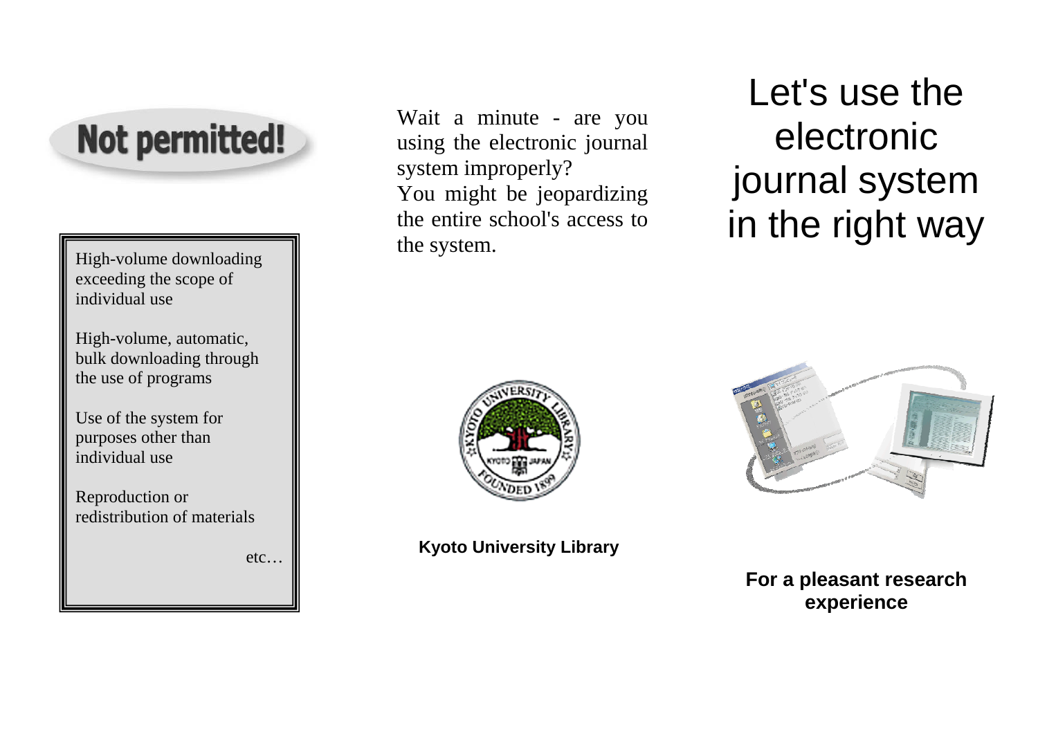# Let's use the electronic journal system in the right way

**For a pleasant research experience**

Wait a minute - are you using the electronic journal system improperly?
You might be jeopardizing the entire school's access to the system.

**Kyoto University Library**

## Not permitted!

- High-volume downloading exceeding the scope of individual use
- High-volume, automatic, bulk downloading through the use of programs
- Use of the system for purposes other than individual use
- Reproduction or redistribution of materials

etc…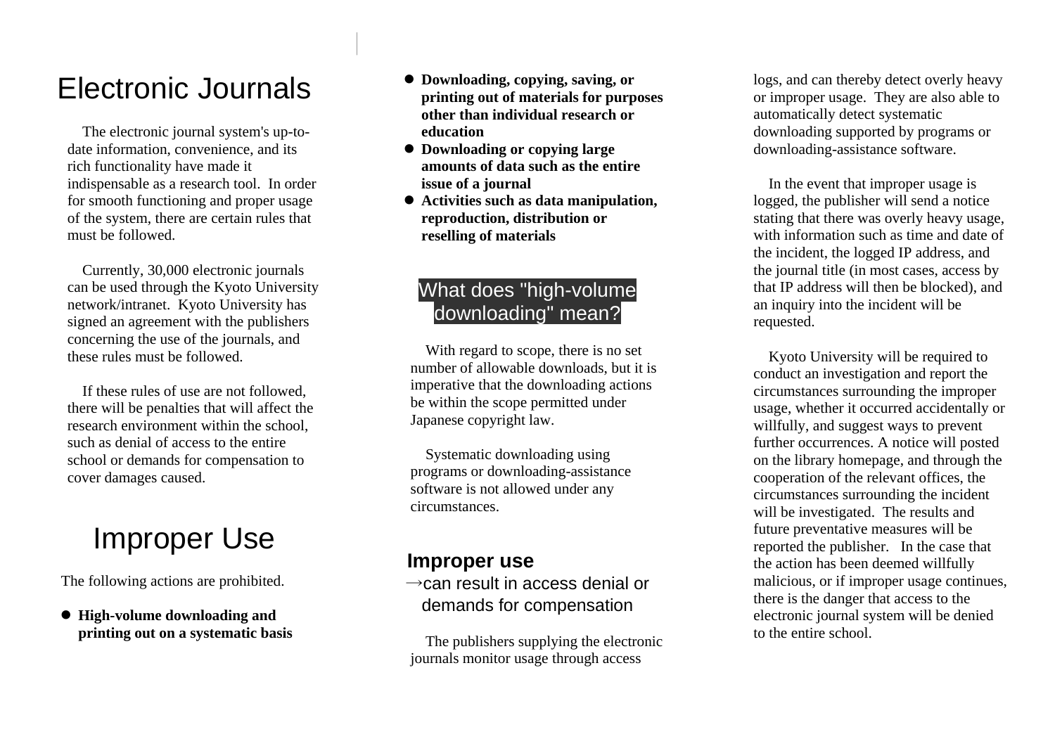# Electronic Journals

The electronic journal system's up-to-date information, convenience, and its rich functionality have made it indispensable as a research tool. In order for smooth functioning and proper usage of the system, there are certain rules that must be followed.

Currently, 30,000 electronic journals can be used through the Kyoto University network/intranet. Kyoto University has signed an agreement with the publishers concerning the use of the journals, and these rules must be followed.

If these rules of use are not followed, there will be penalties that will affect the research environment within the school, such as denial of access to the entire school or demands for compensation to cover damages caused.

# Improper Use

The following actions are prohibited.

- **High-volume downloading and printing out on a systematic basis**
- **Downloading, copying, saving, or printing out of materials for purposes other than individual research or education**
- **Downloading or copying large amounts of data such as the entire issue of a journal**
- **Activities such as data manipulation, reproduction, distribution or reselling of materials**

## What does "high-volume downloading" mean?

With regard to scope, there is no set number of allowable downloads, but it is imperative that the downloading actions be within the scope permitted under Japanese copyright law.

Systematic downloading using programs or downloading-assistance software is not allowed under any circumstances.

### Improper use

→can result in access denial or demands for compensation

The publishers supplying the electronic journals monitor usage through access logs, and can thereby detect overly heavy or improper usage. They are also able to automatically detect systematic downloading supported by programs or downloading-assistance software.

In the event that improper usage is logged, the publisher will send a notice stating that there was overly heavy usage, with information such as time and date of the incident, the logged IP address, and the journal title (in most cases, access by that IP address will then be blocked), and an inquiry into the incident will be requested.

Kyoto University will be required to conduct an investigation and report the circumstances surrounding the improper usage, whether it occurred accidentally or willfully, and suggest ways to prevent further occurrences. A notice will posted on the library homepage, and through the cooperation of the relevant offices, the circumstances surrounding the incident will be investigated. The results and future preventative measures will be reported the publisher. In the case that the action has been deemed willfully malicious, or if improper usage continues, there is the danger that access to the electronic journal system will be denied to the entire school.